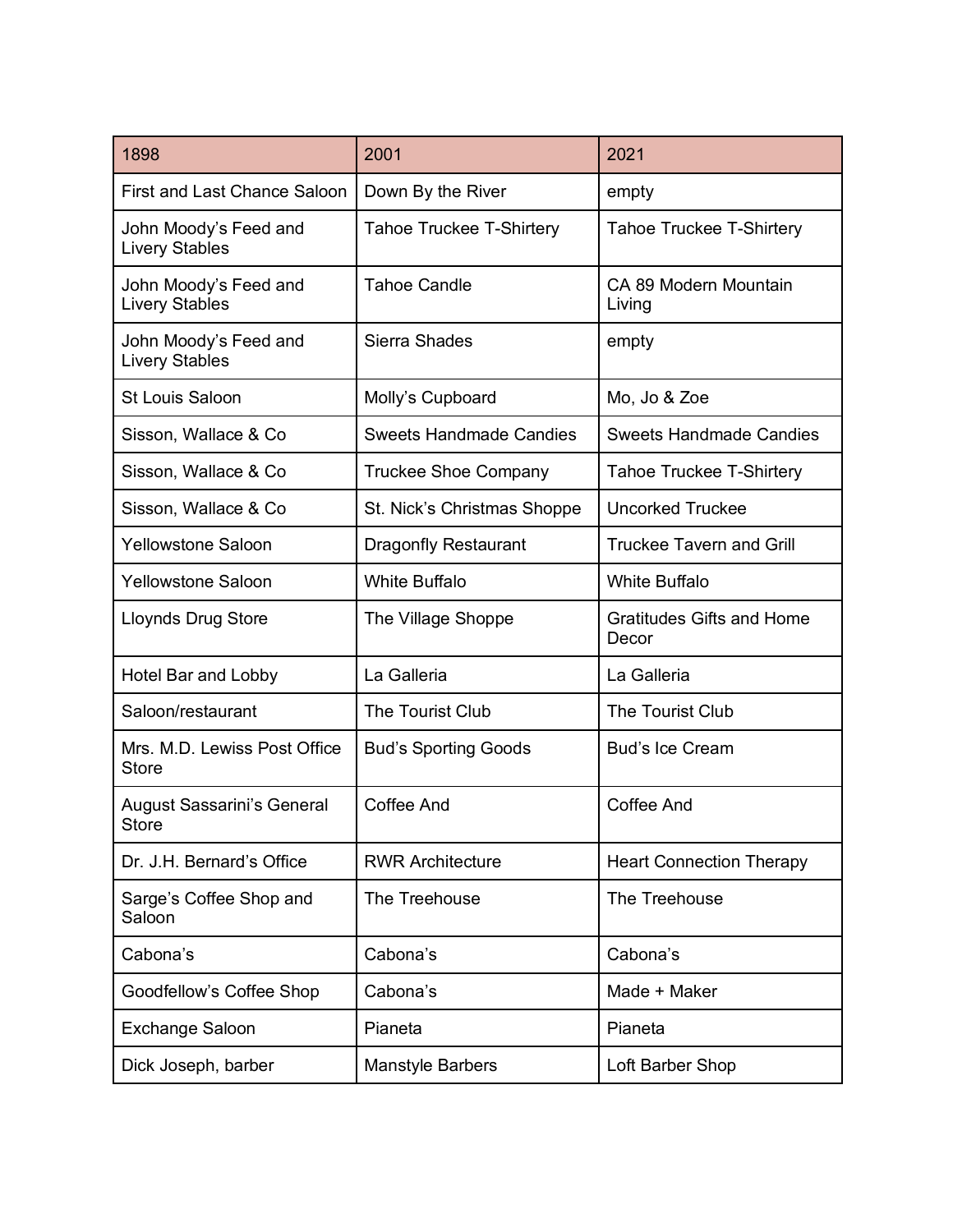| 1898 | 2001 | 2021 |
| --- | --- | --- |
| First and Last Chance Saloon | Down By the River | empty |
| John Moody's Feed and Livery Stables | Tahoe Truckee T-Shirtery | Tahoe Truckee T-Shirtery |
| John Moody's Feed and Livery Stables | Tahoe Candle | CA 89 Modern Mountain Living |
| John Moody's Feed and Livery Stables | Sierra Shades | empty |
| St Louis Saloon | Molly's Cupboard | Mo, Jo & Zoe |
| Sisson, Wallace & Co | Sweets Handmade Candies | Sweets Handmade Candies |
| Sisson, Wallace & Co | Truckee Shoe Company | Tahoe Truckee T-Shirtery |
| Sisson, Wallace & Co | St. Nick's Christmas Shoppe | Uncorked Truckee |
| Yellowstone Saloon | Dragonfly Restaurant | Truckee Tavern and Grill |
| Yellowstone Saloon | White Buffalo | White Buffalo |
| Lloynds Drug Store | The Village Shoppe | Gratitudes Gifts and Home Decor |
| Hotel Bar and Lobby | La Galleria | La Galleria |
| Saloon/restaurant | The Tourist Club | The Tourist Club |
| Mrs. M.D. Lewiss Post Office Store | Bud's Sporting Goods | Bud's Ice Cream |
| August Sassarini's General Store | Coffee And | Coffee And |
| Dr. J.H. Bernard's Office | RWR Architecture | Heart Connection Therapy |
| Sarge's Coffee Shop and Saloon | The Treehouse | The Treehouse |
| Cabona's | Cabona's | Cabona's |
| Goodfellow's Coffee Shop | Cabona's | Made + Maker |
| Exchange Saloon | Pianeta | Pianeta |
| Dick Joseph, barber | Manstyle Barbers | Loft Barber Shop |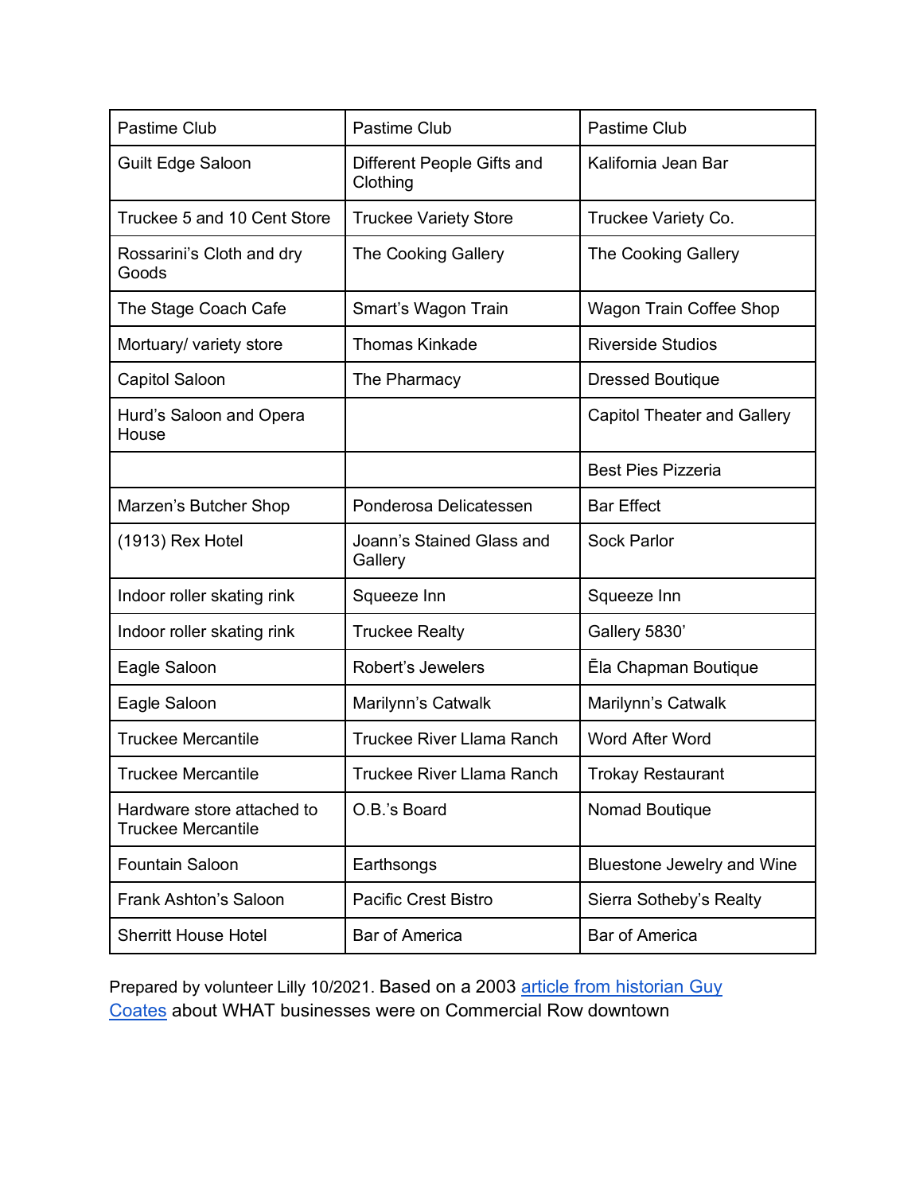| | | |
|---|---|---|
| Pastime Club | Pastime Club | Pastime Club |
| Guilt Edge Saloon | Different People Gifts and Clothing | Kalifornia Jean Bar |
| Truckee 5 and 10 Cent Store | Truckee Variety Store | Truckee Variety Co. |
| Rossarini's Cloth and dry Goods | The Cooking Gallery | The Cooking Gallery |
| The Stage Coach Cafe | Smart's Wagon Train | Wagon Train Coffee Shop |
| Mortuary/ variety store | Thomas Kinkade | Riverside Studios |
| Capitol Saloon | The Pharmacy | Dressed Boutique |
| Hurd's Saloon and Opera House | | Capitol Theater and Gallery |
| | | Best Pies Pizzeria |
| Marzen's Butcher Shop | Ponderosa Delicatessen | Bar Effect |
| (1913) Rex Hotel | Joann's Stained Glass and Gallery | Sock Parlor |
| Indoor roller skating rink | Squeeze Inn | Squeeze Inn |
| Indoor roller skating rink | Truckee Realty | Gallery 5830' |
| Eagle Saloon | Robert's Jewelers | Ēla Chapman Boutique |
| Eagle Saloon | Marilynn's Catwalk | Marilynn's Catwalk |
| Truckee Mercantile | Truckee River Llama Ranch | Word After Word |
| Truckee Mercantile | Truckee River Llama Ranch | Trokay Restaurant |
| Hardware store attached to Truckee Mercantile | O.B.'s Board | Nomad Boutique |
| Fountain Saloon | Earthsongs | Bluestone Jewelry and Wine |
| Frank Ashton's Saloon | Pacific Crest Bistro | Sierra Sotheby's Realty |
| Sherritt House Hotel | Bar of America | Bar of America |

Prepared by volunteer Lilly 10/2021. Based on a 2003 article from historian Guy Coates about WHAT businesses were on Commercial Row downtown